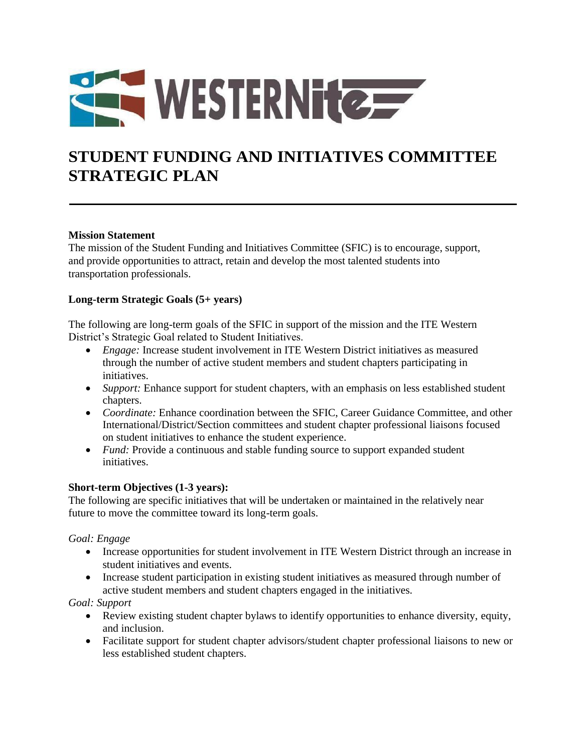# STUDENT FUNDING AND INITIATIVES COMMITTEE STRATEGIC PLAN

**Mission Statement**

The mission of the Student Funding and Initiatives Committee (SFIC) is to encourage, support, and provide opportunities to attract, retain and develop the most talented students into transportation professionals.

**Long-term Strategic Goals (5+ years)**

The following are long-term goals of the SFIC in support of the mission and the ITE Western District's Strategic Goal related to Student Initiatives.

- *Engage:* Increase student involvement in ITE Western District initiatives as measured through the number of active student members and student chapters participating in initiatives.
- *Support:* Enhance support for student chapters, with an emphasis on less established student chapters.
- *Coordinate:* Enhance coordination between the SFIC, Career Guidance Committee, and other International/District/Section committees and student chapter professional liaisons focused on student initiatives to enhance the student experience.
- *Fund:* Provide a continuous and stable funding source to support expanded student initiatives.

**Short-term Objectives (1-3 years):**

The following are specific initiatives that will be undertaken or maintained in the relatively near future to move the committee toward its long-term goals.

*Goal: Engage*

- Increase opportunities for student involvement in ITE Western District through an increase in student initiatives and events.
- Increase student participation in existing student initiatives as measured through number of active student members and student chapters engaged in the initiatives.

*Goal: Support*

- Review existing student chapter bylaws to identify opportunities to enhance diversity, equity, and inclusion.
- Facilitate support for student chapter advisors/student chapter professional liaisons to new or less established student chapters.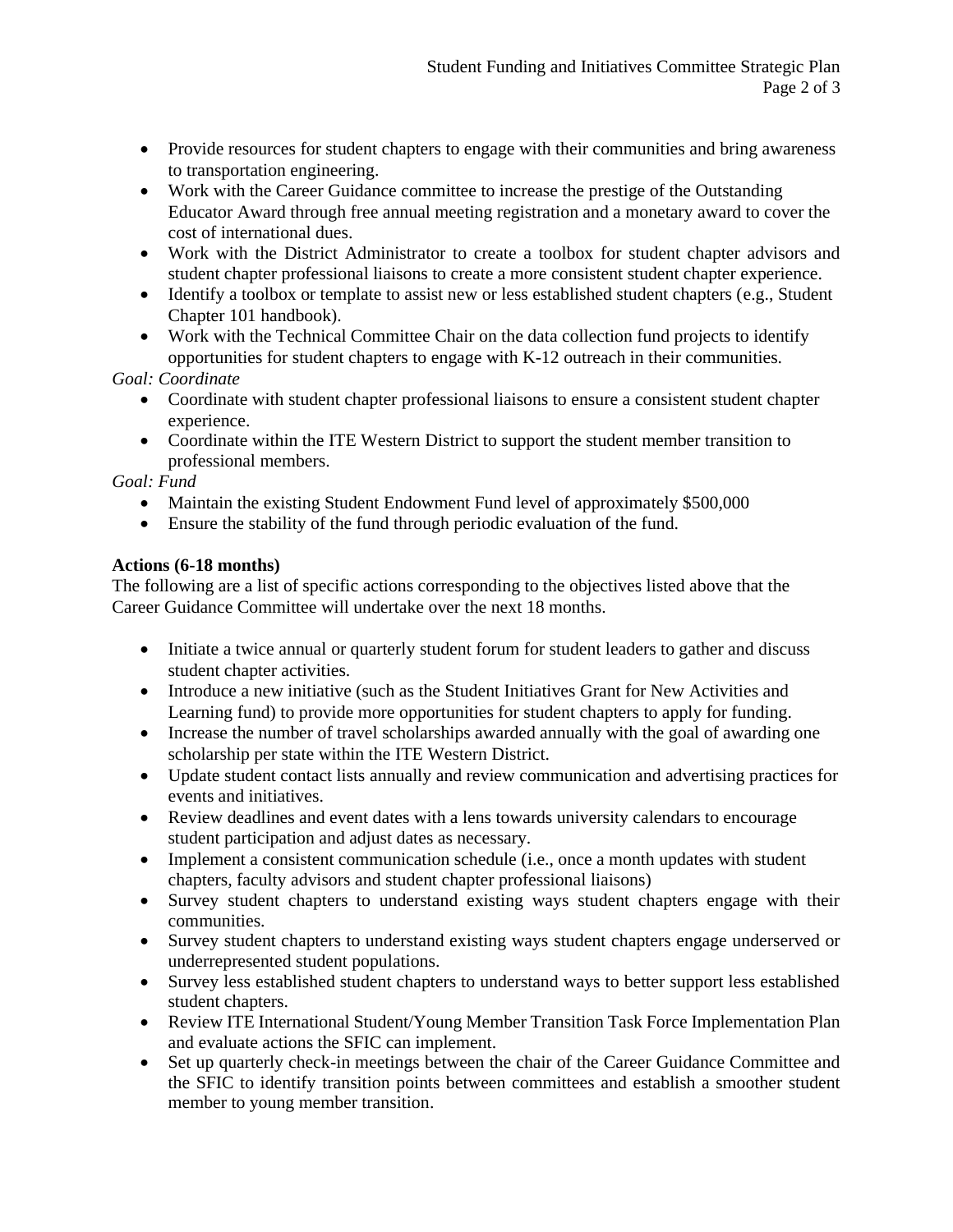- Provide resources for student chapters to engage with their communities and bring awareness to transportation engineering.
- Work with the Career Guidance committee to increase the prestige of the Outstanding Educator Award through free annual meeting registration and a monetary award to cover the cost of international dues.
- Work with the District Administrator to create a toolbox for student chapter advisors and student chapter professional liaisons to create a more consistent student chapter experience.
- Identify a toolbox or template to assist new or less established student chapters (e.g., Student Chapter 101 handbook).
- Work with the Technical Committee Chair on the data collection fund projects to identify opportunities for student chapters to engage with K-12 outreach in their communities.

*Goal: Coordinate*

- Coordinate with student chapter professional liaisons to ensure a consistent student chapter experience.
- Coordinate within the ITE Western District to support the student member transition to professional members.

*Goal: Fund*

- Maintain the existing Student Endowment Fund level of approximately $500,000
- Ensure the stability of the fund through periodic evaluation of the fund.

**Actions (6-18 months)**

The following are a list of specific actions corresponding to the objectives listed above that the Career Guidance Committee will undertake over the next 18 months.

- Initiate a twice annual or quarterly student forum for student leaders to gather and discuss student chapter activities.
- Introduce a new initiative (such as the Student Initiatives Grant for New Activities and Learning fund) to provide more opportunities for student chapters to apply for funding.
- Increase the number of travel scholarships awarded annually with the goal of awarding one scholarship per state within the ITE Western District.
- Update student contact lists annually and review communication and advertising practices for events and initiatives.
- Review deadlines and event dates with a lens towards university calendars to encourage student participation and adjust dates as necessary.
- Implement a consistent communication schedule (i.e., once a month updates with student chapters, faculty advisors and student chapter professional liaisons)
- Survey student chapters to understand existing ways student chapters engage with their communities.
- Survey student chapters to understand existing ways student chapters engage underserved or underrepresented student populations.
- Survey less established student chapters to understand ways to better support less established student chapters.
- Review ITE International Student/Young Member Transition Task Force Implementation Plan and evaluate actions the SFIC can implement.
- Set up quarterly check-in meetings between the chair of the Career Guidance Committee and the SFIC to identify transition points between committees and establish a smoother student member to young member transition.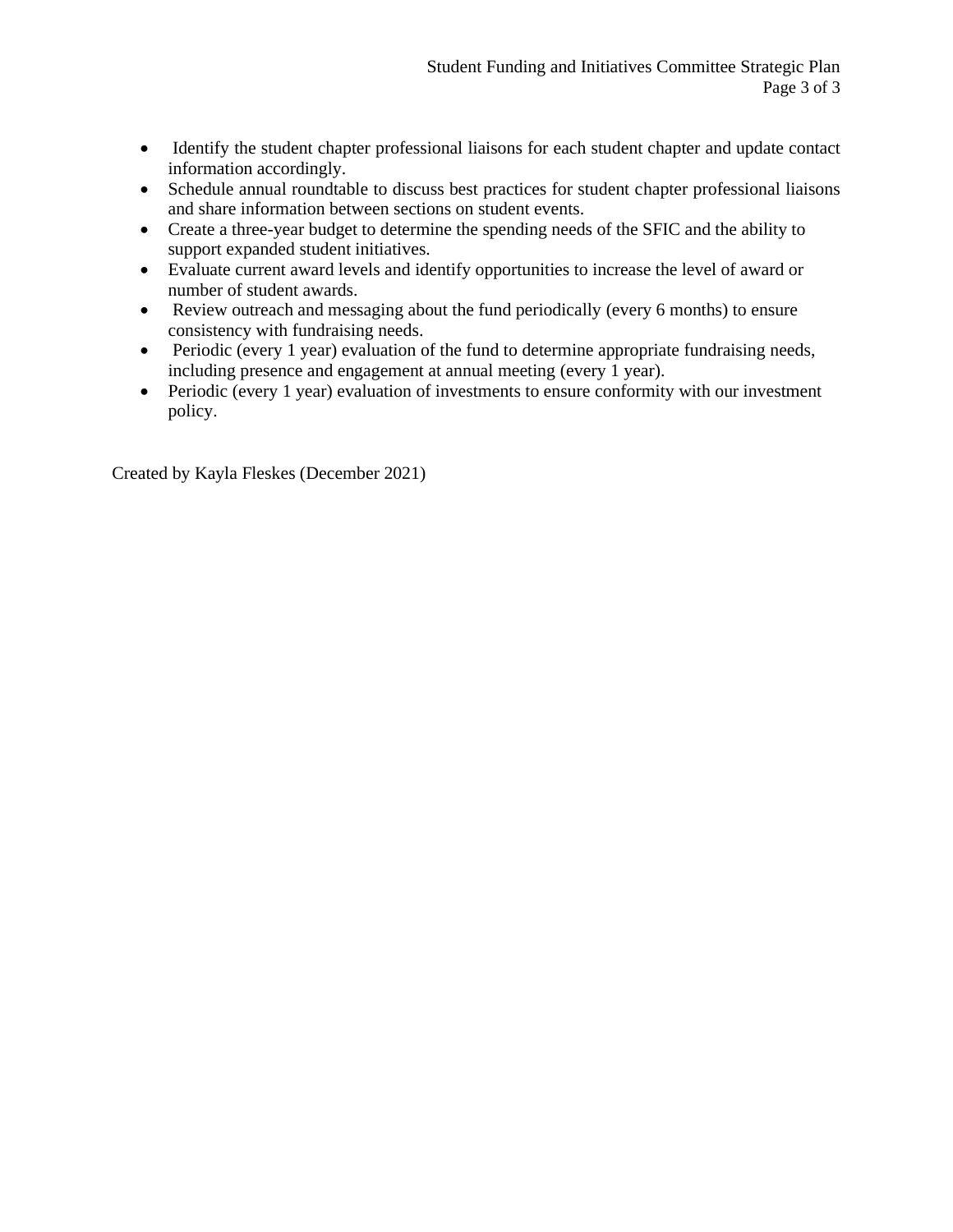- Identify the student chapter professional liaisons for each student chapter and update contact information accordingly.
- Schedule annual roundtable to discuss best practices for student chapter professional liaisons and share information between sections on student events.
- Create a three-year budget to determine the spending needs of the SFIC and the ability to support expanded student initiatives.
- Evaluate current award levels and identify opportunities to increase the level of award or number of student awards.
- Review outreach and messaging about the fund periodically (every 6 months) to ensure consistency with fundraising needs.
- Periodic (every 1 year) evaluation of the fund to determine appropriate fundraising needs, including presence and engagement at annual meeting (every 1 year).
- Periodic (every 1 year) evaluation of investments to ensure conformity with our investment policy.

Created by Kayla Fleskes (December 2021)